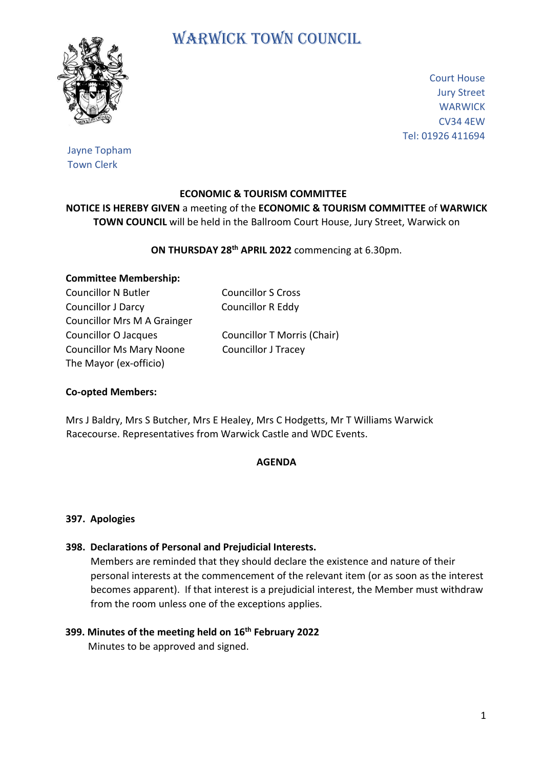# WARWICK TOWN COUNCIL

Court House
Jury Street
WARWICK
CV34 4EW
Tel: 01926 411694

Jayne Topham
Town Clerk

**ECONOMIC & TOURISM COMMITTEE**

**NOTICE IS HEREBY GIVEN** a meeting of the **ECONOMIC & TOURISM COMMITTEE** of **WARWICK TOWN COUNCIL** will be held in the Ballroom Court House, Jury Street, Warwick on

**ON THURSDAY 28th APRIL 2022** commencing at 6.30pm.

**Committee Membership:**

Councillor N Butler
Councillor J Darcy
Councillor Mrs M A Grainger
Councillor O Jacques
Councillor Ms Mary Noone
The Mayor (ex-officio)
Councillor S Cross
Councillor R Eddy
Councillor T Morris (Chair)
Councillor J Tracey

**Co-opted Members:**

Mrs J Baldry, Mrs S Butcher, Mrs E Healey, Mrs C Hodgetts, Mr T Williams Warwick Racecourse. Representatives from Warwick Castle and WDC Events.

**AGENDA**

**397. Apologies**

**398. Declarations of Personal and Prejudicial Interests.**

Members are reminded that they should declare the existence and nature of their personal interests at the commencement of the relevant item (or as soon as the interest becomes apparent). If that interest is a prejudicial interest, the Member must withdraw from the room unless one of the exceptions applies.

**399. Minutes of the meeting held on 16th February 2022**

Minutes to be approved and signed.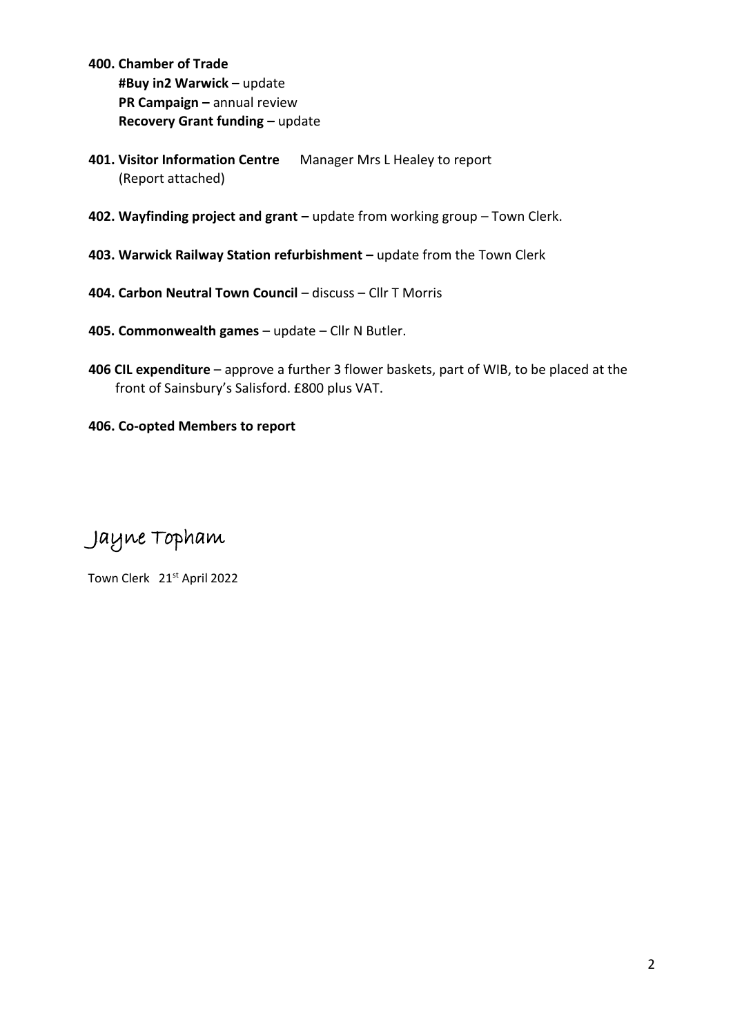**400. Chamber of Trade**

**#Buy in2 Warwick –** update
**PR Campaign –** annual review
**Recovery Grant funding –** update

**401. Visitor Information Centre** Manager Mrs L Healey to report
(Report attached)

**402. Wayfinding project and grant –** update from working group – Town Clerk.

**403. Warwick Railway Station refurbishment –** update from the Town Clerk

**404. Carbon Neutral Town Council** – discuss – Cllr T Morris

**405. Commonwealth games** – update – Cllr N Butler.

**406 CIL expenditure** – approve a further 3 flower baskets, part of WIB, to be placed at the front of Sainsbury's Salisford. £800 plus VAT.

**406. Co-opted Members to report**

Jayne Topham

Town Clerk 21st April 2022